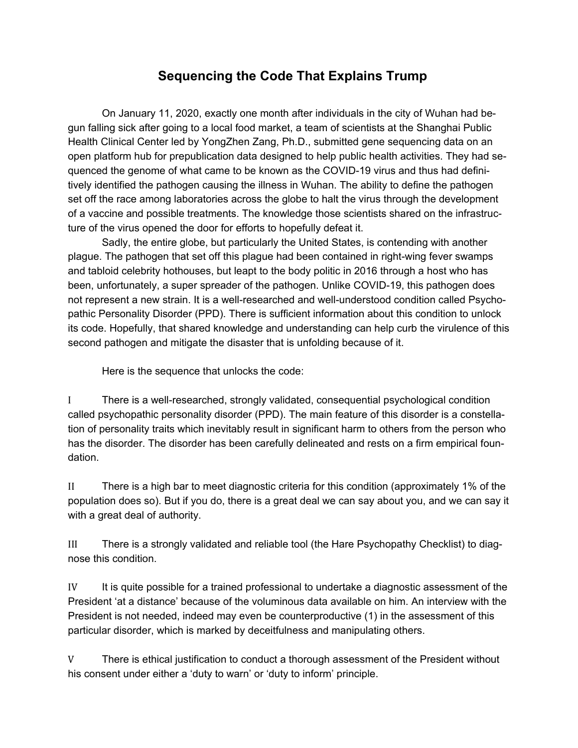# Sequencing the Code That Explains Trump

On January 11, 2020, exactly one month after individuals in the city of Wuhan had begun falling sick after going to a local food market, a team of scientists at the Shanghai Public Health Clinical Center led by YongZhen Zang, Ph.D., submitted gene sequencing data on an open platform hub for prepublication data designed to help public health activities. They had sequenced the genome of what came to be known as the COVID-19 virus and thus had definitively identified the pathogen causing the illness in Wuhan. The ability to define the pathogen set off the race among laboratories across the globe to halt the virus through the development of a vaccine and possible treatments. The knowledge those scientists shared on the infrastructure of the virus opened the door for efforts to hopefully defeat it.

Sadly, the entire globe, but particularly the United States, is contending with another plague. The pathogen that set off this plague had been contained in right-wing fever swamps and tabloid celebrity hothouses, but leapt to the body politic in 2016 through a host who has been, unfortunately, a super spreader of the pathogen. Unlike COVID-19, this pathogen does not represent a new strain. It is a well-researched and well-understood condition called Psychopathic Personality Disorder (PPD). There is sufficient information about this condition to unlock its code. Hopefully, that shared knowledge and understanding can help curb the virulence of this second pathogen and mitigate the disaster that is unfolding because of it.

Here is the sequence that unlocks the code:

I There is a well-researched, strongly validated, consequential psychological condition called psychopathic personality disorder (PPD). The main feature of this disorder is a constellation of personality traits which inevitably result in significant harm to others from the person who has the disorder. The disorder has been carefully delineated and rests on a firm empirical foundation.

II There is a high bar to meet diagnostic criteria for this condition (approximately 1% of the population does so). But if you do, there is a great deal we can say about you, and we can say it with a great deal of authority.

III There is a strongly validated and reliable tool (the Hare Psychopathy Checklist) to diagnose this condition.

IV It is quite possible for a trained professional to undertake a diagnostic assessment of the President 'at a distance' because of the voluminous data available on him. An interview with the President is not needed, indeed may even be counterproductive (1) in the assessment of this particular disorder, which is marked by deceitfulness and manipulating others.

V There is ethical justification to conduct a thorough assessment of the President without his consent under either a 'duty to warn' or 'duty to inform' principle.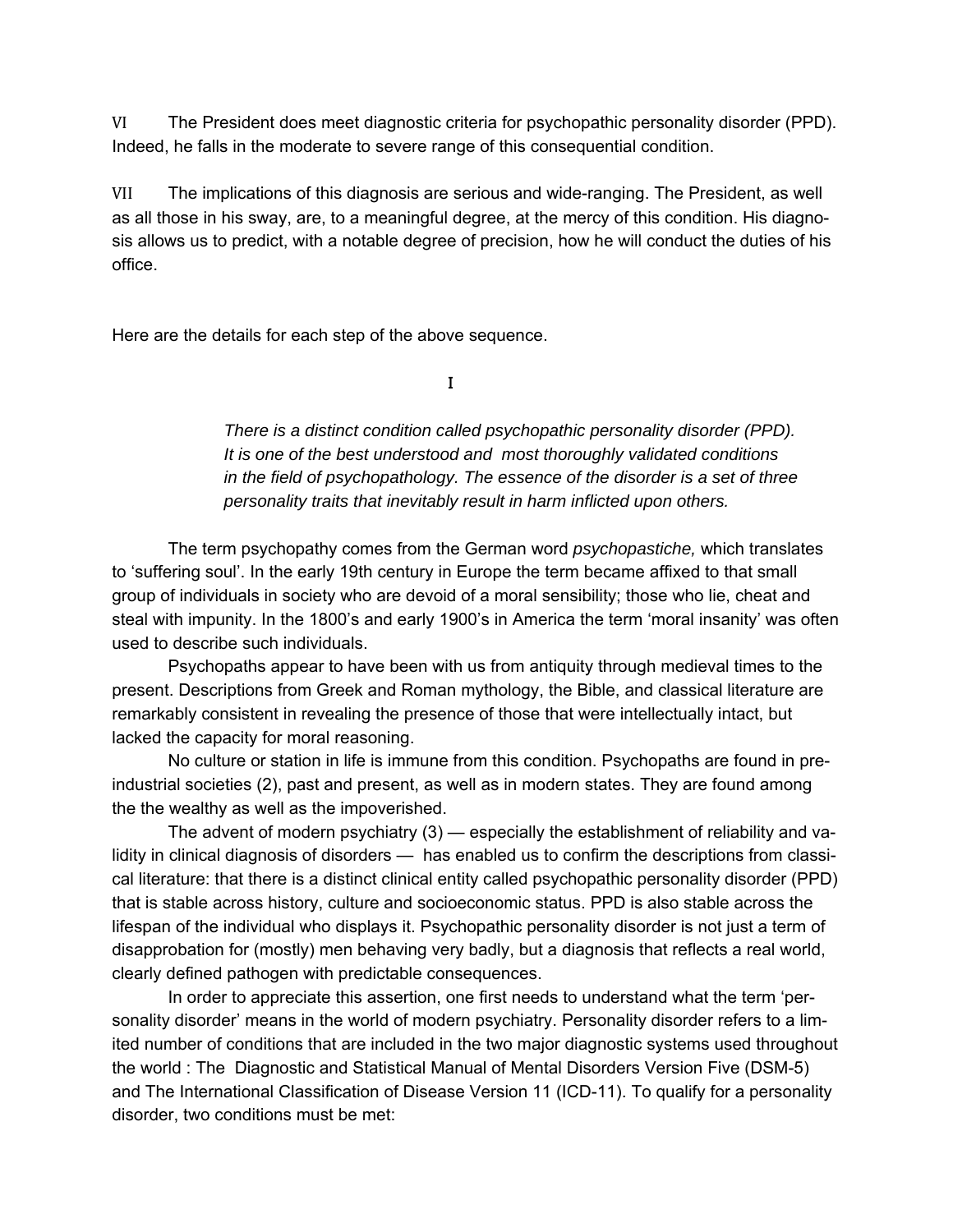VI The President does meet diagnostic criteria for psychopathic personality disorder (PPD). Indeed, he falls in the moderate to severe range of this consequential condition.

VII The implications of this diagnosis are serious and wide-ranging. The President, as well as all those in his sway, are, to a meaningful degree, at the mercy of this condition. His diagnosis allows us to predict, with a notable degree of precision, how he will conduct the duties of his office.

Here are the details for each step of the above sequence.

## I

> *There is a distinct condition called psychopathic personality disorder (PPD). It is one of the best understood and most thoroughly validated conditions in the field of psychopathology. The essence of the disorder is a set of three personality traits that inevitably result in harm inflicted upon others.*

The term psychopathy comes from the German word *psychopastiche,* which translates to 'suffering soul'. In the early 19th century in Europe the term became affixed to that small group of individuals in society who are devoid of a moral sensibility; those who lie, cheat and steal with impunity. In the 1800's and early 1900's in America the term 'moral insanity' was often used to describe such individuals.

Psychopaths appear to have been with us from antiquity through medieval times to the present. Descriptions from Greek and Roman mythology, the Bible, and classical literature are remarkably consistent in revealing the presence of those that were intellectually intact, but lacked the capacity for moral reasoning.

No culture or station in life is immune from this condition. Psychopaths are found in pre-industrial societies (2), past and present, as well as in modern states. They are found among the the wealthy as well as the impoverished.

The advent of modern psychiatry (3) — especially the establishment of reliability and validity in clinical diagnosis of disorders — has enabled us to confirm the descriptions from classical literature: that there is a distinct clinical entity called psychopathic personality disorder (PPD) that is stable across history, culture and socioeconomic status. PPD is also stable across the lifespan of the individual who displays it. Psychopathic personality disorder is not just a term of disapprobation for (mostly) men behaving very badly, but a diagnosis that reflects a real world, clearly defined pathogen with predictable consequences.

In order to appreciate this assertion, one first needs to understand what the term 'personality disorder' means in the world of modern psychiatry. Personality disorder refers to a limited number of conditions that are included in the two major diagnostic systems used throughout the world : The Diagnostic and Statistical Manual of Mental Disorders Version Five (DSM-5) and The International Classification of Disease Version 11 (ICD-11). To qualify for a personality disorder, two conditions must be met: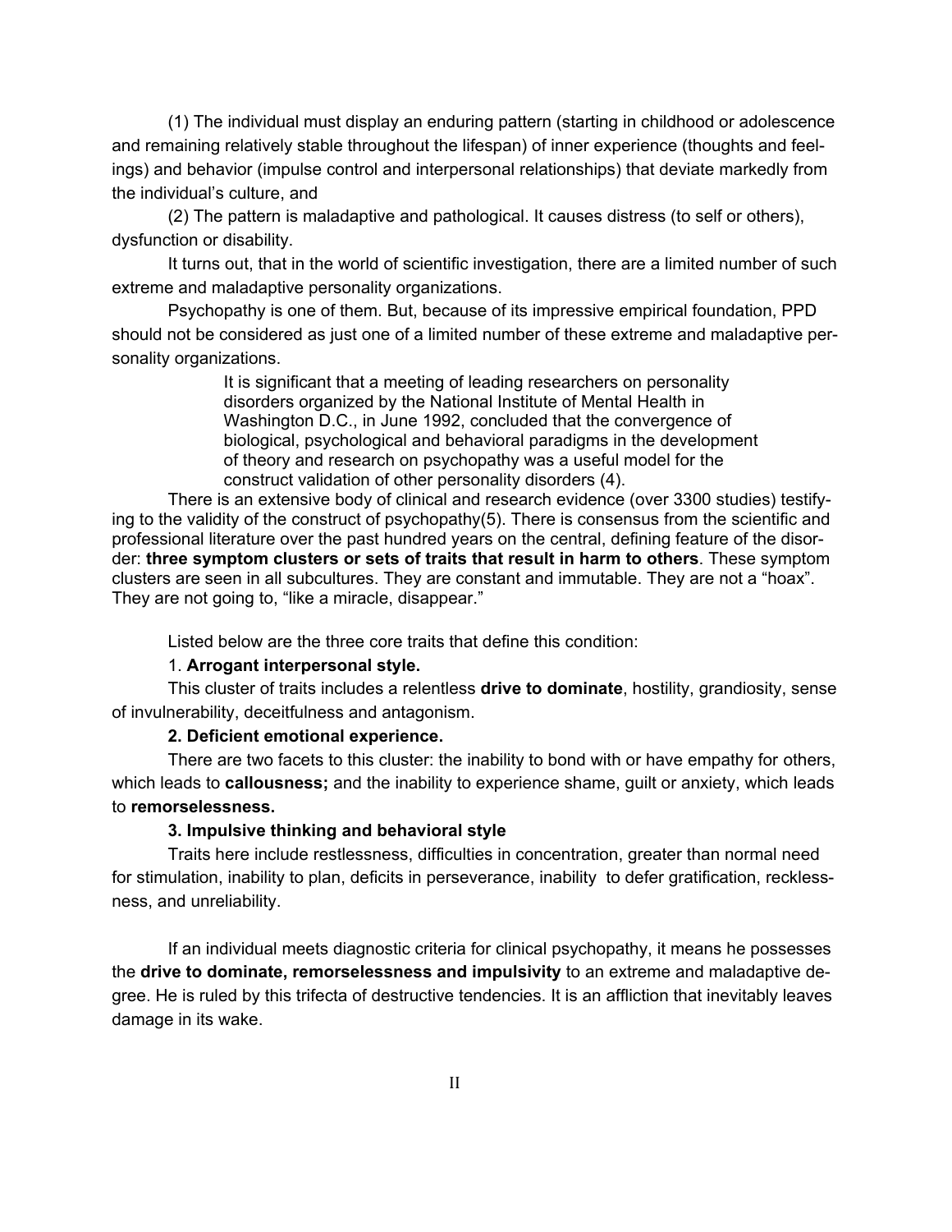(1) The individual must display an enduring pattern (starting in childhood or adolescence and remaining relatively stable throughout the lifespan) of inner experience (thoughts and feelings) and behavior (impulse control and interpersonal relationships) that deviate markedly from the individual's culture, and

(2) The pattern is maladaptive and pathological. It causes distress (to self or others), dysfunction or disability.

It turns out, that in the world of scientific investigation, there are a limited number of such extreme and maladaptive personality organizations.

Psychopathy is one of them. But, because of its impressive empirical foundation, PPD should not be considered as just one of a limited number of these extreme and maladaptive personality organizations.

> It is significant that a meeting of leading researchers on personality disorders organized by the National Institute of Mental Health in Washington D.C., in June 1992, concluded that the convergence of biological, psychological and behavioral paradigms in the development of theory and research on psychopathy was a useful model for the construct validation of other personality disorders (4).

There is an extensive body of clinical and research evidence (over 3300 studies) testifying to the validity of the construct of psychopathy(5). There is consensus from the scientific and professional literature over the past hundred years on the central, defining feature of the disorder: **three symptom clusters or sets of traits that result in harm to others**. These symptom clusters are seen in all subcultures. They are constant and immutable. They are not a "hoax". They are not going to, "like a miracle, disappear."

Listed below are the three core traits that define this condition:

1. **Arrogant interpersonal style.**

This cluster of traits includes a relentless **drive to dominate**, hostility, grandiosity, sense of invulnerability, deceitfulness and antagonism.

**2. Deficient emotional experience.**

There are two facets to this cluster: the inability to bond with or have empathy for others, which leads to **callousness;** and the inability to experience shame, guilt or anxiety, which leads to **remorselessness.**

**3. Impulsive thinking and behavioral style**

Traits here include restlessness, difficulties in concentration, greater than normal need for stimulation, inability to plan, deficits in perseverance, inability to defer gratification, recklessness, and unreliability.

If an individual meets diagnostic criteria for clinical psychopathy, it means he possesses the **drive to dominate, remorselessness and impulsivity** to an extreme and maladaptive degree. He is ruled by this trifecta of destructive tendencies. It is an affliction that inevitably leaves damage in its wake.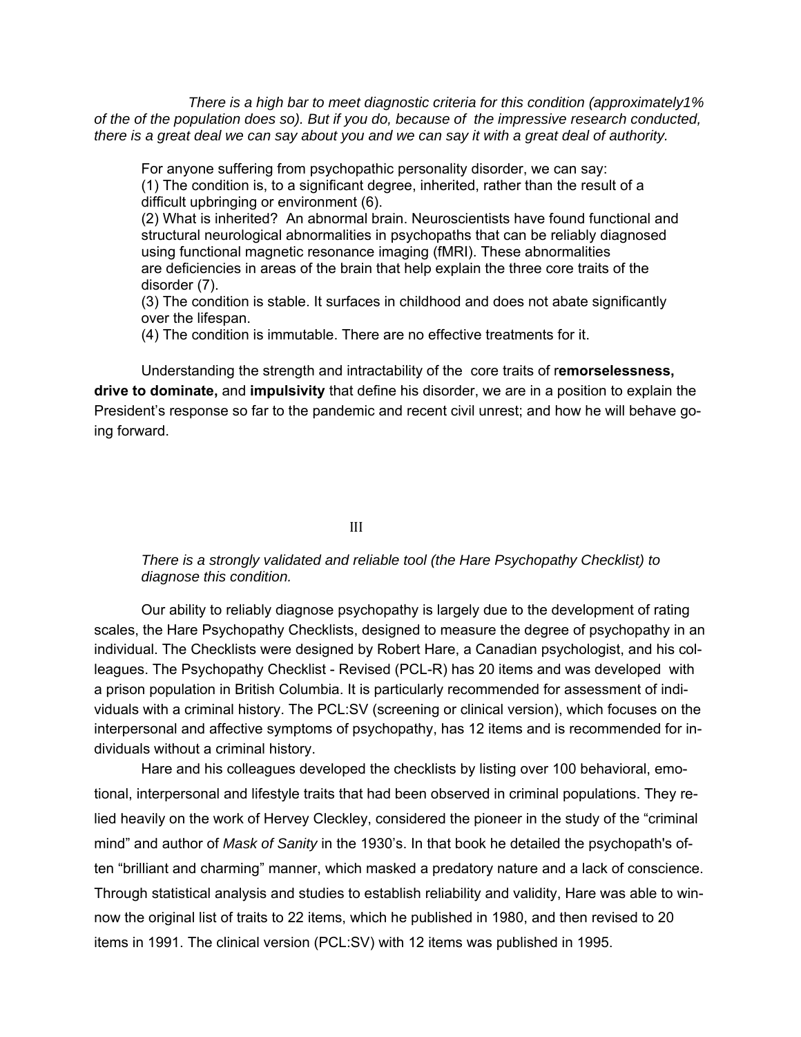*There is a high bar to meet diagnostic criteria for this condition (approximately1% of the of the population does so). But if you do, because of the impressive research conducted, there is a great deal we can say about you and we can say it with a great deal of authority.*

For anyone suffering from psychopathic personality disorder, we can say:
(1) The condition is, to a significant degree, inherited, rather than the result of a difficult upbringing or environment (6).
(2) What is inherited? An abnormal brain. Neuroscientists have found functional and structural neurological abnormalities in psychopaths that can be reliably diagnosed using functional magnetic resonance imaging (fMRI). These abnormalities are deficiencies in areas of the brain that help explain the three core traits of the disorder (7).
(3) The condition is stable. It surfaces in childhood and does not abate significantly over the lifespan.
(4) The condition is immutable. There are no effective treatments for it.

Understanding the strength and intractability of the core traits of r**emorselessness, drive to dominate,** and **impulsivity** that define his disorder, we are in a position to explain the President's response so far to the pandemic and recent civil unrest; and how he will behave going forward.

## III

*There is a strongly validated and reliable tool (the Hare Psychopathy Checklist) to diagnose this condition.*

Our ability to reliably diagnose psychopathy is largely due to the development of rating scales, the Hare Psychopathy Checklists, designed to measure the degree of psychopathy in an individual. The Checklists were designed by Robert Hare, a Canadian psychologist, and his colleagues. The Psychopathy Checklist - Revised (PCL-R) has 20 items and was developed with a prison population in British Columbia. It is particularly recommended for assessment of individuals with a criminal history. The PCL:SV (screening or clinical version), which focuses on the interpersonal and affective symptoms of psychopathy, has 12 items and is recommended for individuals without a criminal history.

Hare and his colleagues developed the checklists by listing over 100 behavioral, emotional, interpersonal and lifestyle traits that had been observed in criminal populations. They relied heavily on the work of Hervey Cleckley, considered the pioneer in the study of the "criminal mind" and author of *Mask of Sanity* in the 1930's. In that book he detailed the psychopath's often "brilliant and charming" manner, which masked a predatory nature and a lack of conscience. Through statistical analysis and studies to establish reliability and validity, Hare was able to winnow the original list of traits to 22 items, which he published in 1980, and then revised to 20 items in 1991. The clinical version (PCL:SV) with 12 items was published in 1995.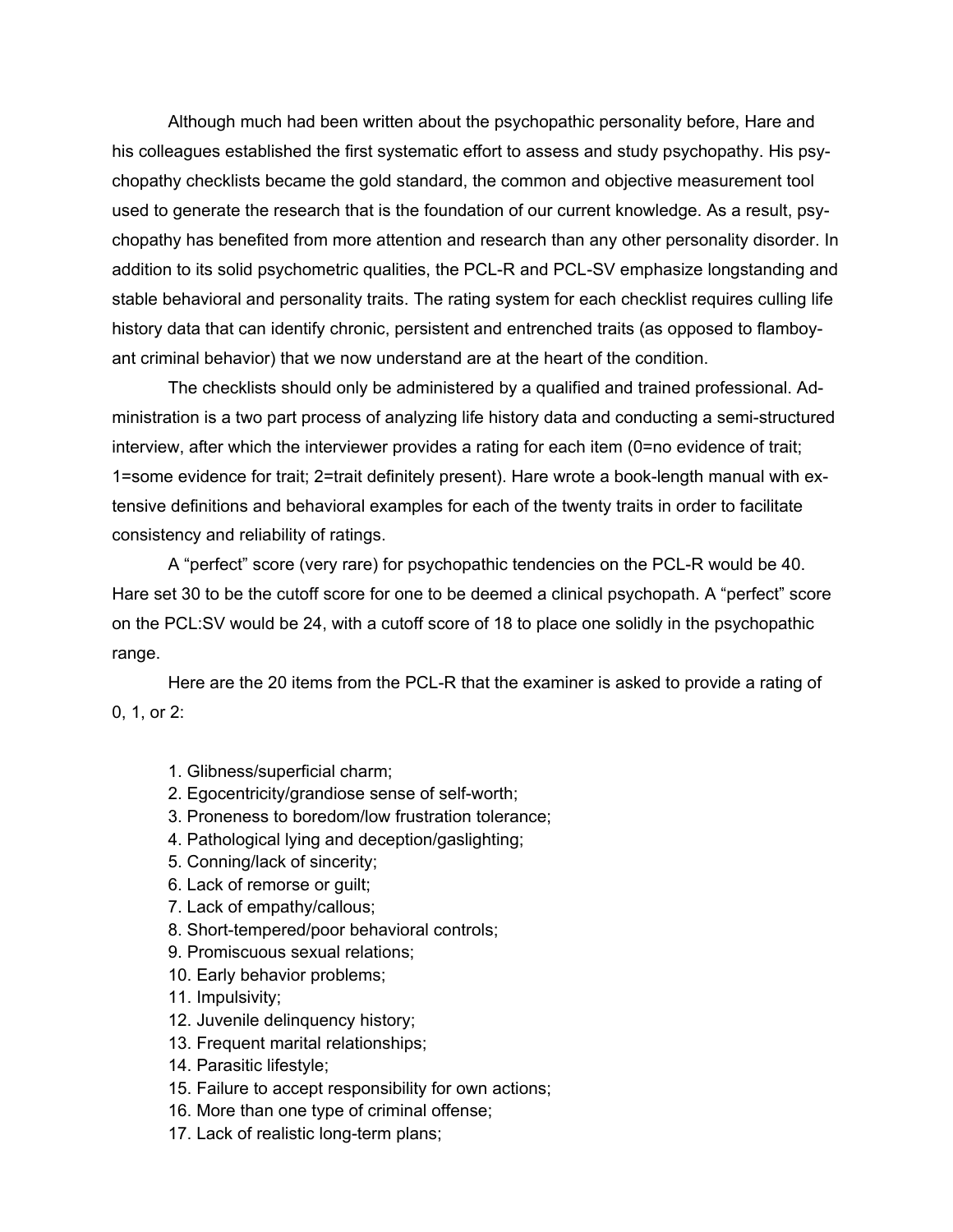Although much had been written about the psychopathic personality before, Hare and his colleagues established the first systematic effort to assess and study psychopathy. His psychopathy checklists became the gold standard, the common and objective measurement tool used to generate the research that is the foundation of our current knowledge. As a result, psychopathy has benefited from more attention and research than any other personality disorder. In addition to its solid psychometric qualities, the PCL-R and PCL-SV emphasize longstanding and stable behavioral and personality traits. The rating system for each checklist requires culling life history data that can identify chronic, persistent and entrenched traits (as opposed to flamboyant criminal behavior) that we now understand are at the heart of the condition.

The checklists should only be administered by a qualified and trained professional. Administration is a two part process of analyzing life history data and conducting a semi-structured interview, after which the interviewer provides a rating for each item (0=no evidence of trait; 1=some evidence for trait; 2=trait definitely present). Hare wrote a book-length manual with extensive definitions and behavioral examples for each of the twenty traits in order to facilitate consistency and reliability of ratings.

A “perfect” score (very rare) for psychopathic tendencies on the PCL-R would be 40. Hare set 30 to be the cutoff score for one to be deemed a clinical psychopath. A “perfect” score on the PCL:SV would be 24, with a cutoff score of 18 to place one solidly in the psychopathic range.

Here are the 20 items from the PCL-R that the examiner is asked to provide a rating of 0, 1, or 2:

1. Glibness/superficial charm;
2. Egocentricity/grandiose sense of self-worth;
3. Proneness to boredom/low frustration tolerance;
4. Pathological lying and deception/gaslighting;
5. Conning/lack of sincerity;
6. Lack of remorse or guilt;
7. Lack of empathy/callous;
8. Short-tempered/poor behavioral controls;
9. Promiscuous sexual relations;
10. Early behavior problems;
11. Impulsivity;
12. Juvenile delinquency history;
13. Frequent marital relationships;
14. Parasitic lifestyle;
15. Failure to accept responsibility for own actions;
16. More than one type of criminal offense;
17. Lack of realistic long-term plans;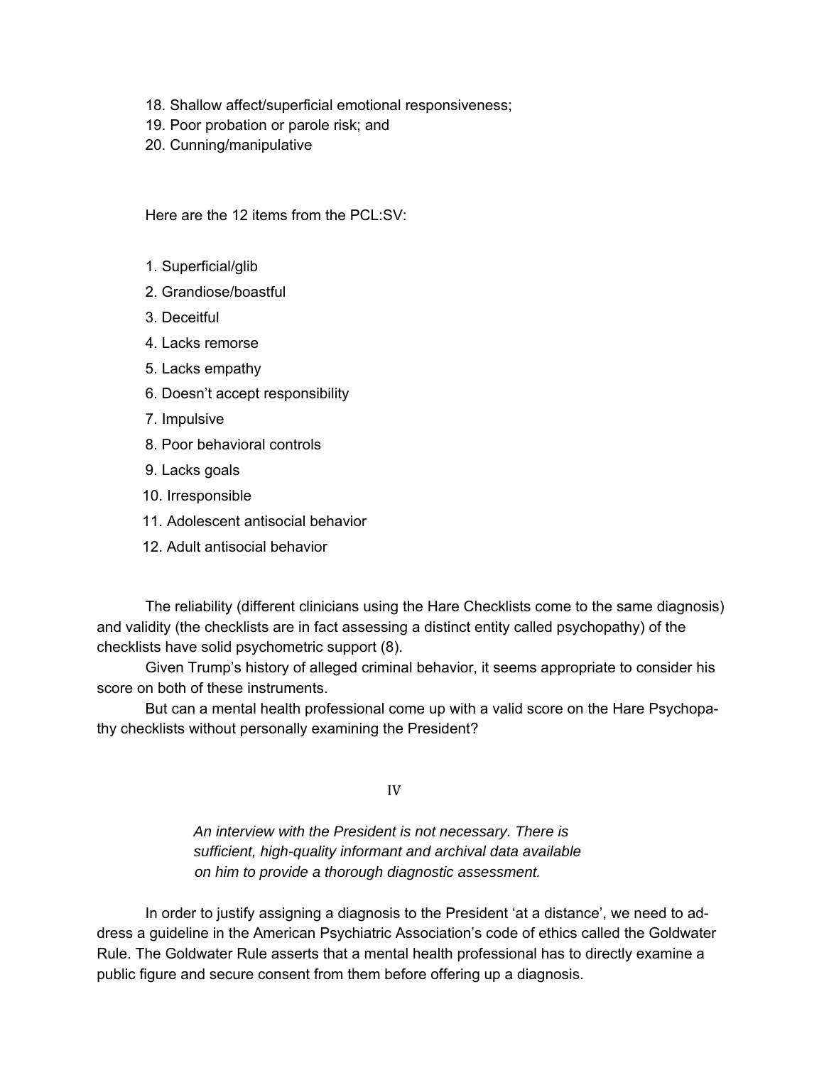18. Shallow affect/superficial emotional responsiveness;
19. Poor probation or parole risk; and
20. Cunning/manipulative

Here are the 12 items from the PCL:SV:

1. Superficial/glib
2. Grandiose/boastful
3. Deceitful
4. Lacks remorse
5. Lacks empathy
6. Doesn't accept responsibility
7. Impulsive
8. Poor behavioral controls
9. Lacks goals
10. Irresponsible
11. Adolescent antisocial behavior
12. Adult antisocial behavior

The reliability (different clinicians using the Hare Checklists come to the same diagnosis) and validity (the checklists are in fact assessing a distinct entity called psychopathy) of the checklists have solid psychometric support (8).

Given Trump's history of alleged criminal behavior, it seems appropriate to consider his score on both of these instruments.

But can a mental health professional come up with a valid score on the Hare Psychopathy checklists without personally examining the President?

## IV

> *An interview with the President is not necessary. There is sufficient, high-quality informant and archival data available on him to provide a thorough diagnostic assessment.*

In order to justify assigning a diagnosis to the President 'at a distance', we need to address a guideline in the American Psychiatric Association's code of ethics called the Goldwater Rule. The Goldwater Rule asserts that a mental health professional has to directly examine a public figure and secure consent from them before offering up a diagnosis.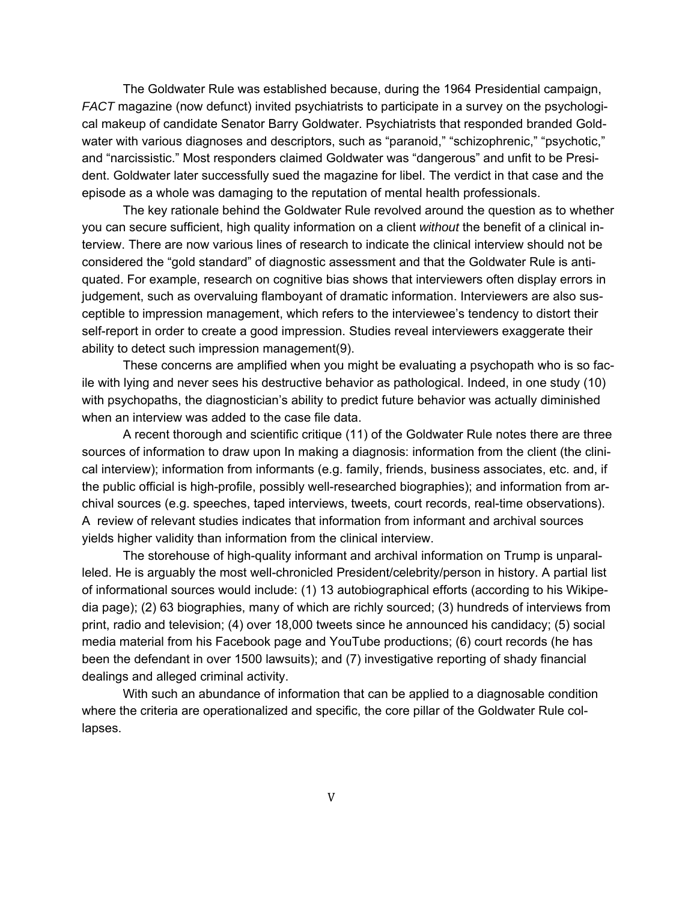The Goldwater Rule was established because, during the 1964 Presidential campaign, *FACT* magazine (now defunct) invited psychiatrists to participate in a survey on the psychological makeup of candidate Senator Barry Goldwater. Psychiatrists that responded branded Goldwater with various diagnoses and descriptors, such as "paranoid," "schizophrenic," "psychotic," and "narcissistic." Most responders claimed Goldwater was "dangerous" and unfit to be President. Goldwater later successfully sued the magazine for libel. The verdict in that case and the episode as a whole was damaging to the reputation of mental health professionals.

The key rationale behind the Goldwater Rule revolved around the question as to whether you can secure sufficient, high quality information on a client *without* the benefit of a clinical interview. There are now various lines of research to indicate the clinical interview should not be considered the "gold standard" of diagnostic assessment and that the Goldwater Rule is antiquated. For example, research on cognitive bias shows that interviewers often display errors in judgement, such as overvaluing flamboyant of dramatic information. Interviewers are also susceptible to impression management, which refers to the interviewee's tendency to distort their self-report in order to create a good impression. Studies reveal interviewers exaggerate their ability to detect such impression management(9).

These concerns are amplified when you might be evaluating a psychopath who is so facile with lying and never sees his destructive behavior as pathological. Indeed, in one study (10) with psychopaths, the diagnostician's ability to predict future behavior was actually diminished when an interview was added to the case file data.

A recent thorough and scientific critique (11) of the Goldwater Rule notes there are three sources of information to draw upon In making a diagnosis: information from the client (the clinical interview); information from informants (e.g. family, friends, business associates, etc. and, if the public official is high-profile, possibly well-researched biographies); and information from archival sources (e.g. speeches, taped interviews, tweets, court records, real-time observations). A review of relevant studies indicates that information from informant and archival sources yields higher validity than information from the clinical interview.

The storehouse of high-quality informant and archival information on Trump is unparalleled. He is arguably the most well-chronicled President/celebrity/person in history. A partial list of informational sources would include: (1) 13 autobiographical efforts (according to his Wikipedia page); (2) 63 biographies, many of which are richly sourced; (3) hundreds of interviews from print, radio and television; (4) over 18,000 tweets since he announced his candidacy; (5) social media material from his Facebook page and YouTube productions; (6) court records (he has been the defendant in over 1500 lawsuits); and (7) investigative reporting of shady financial dealings and alleged criminal activity.

With such an abundance of information that can be applied to a diagnosable condition where the criteria are operationalized and specific, the core pillar of the Goldwater Rule collapses.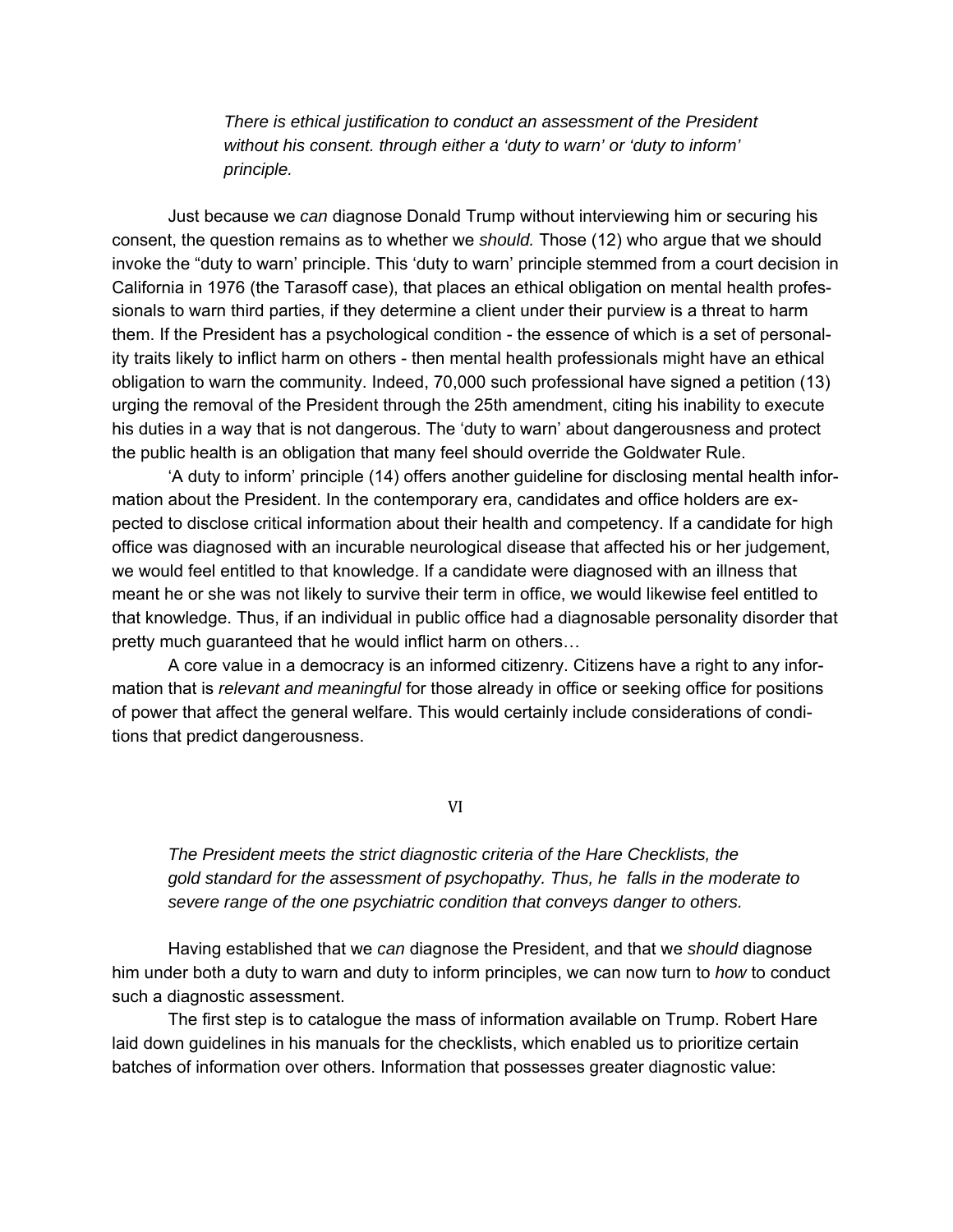*There is ethical justification to conduct an assessment of the President without his consent. through either a 'duty to warn' or 'duty to inform' principle.*

Just because we *can* diagnose Donald Trump without interviewing him or securing his consent, the question remains as to whether we *should.* Those (12) who argue that we should invoke the "duty to warn' principle. This 'duty to warn' principle stemmed from a court decision in California in 1976 (the Tarasoff case), that places an ethical obligation on mental health professionals to warn third parties, if they determine a client under their purview is a threat to harm them. If the President has a psychological condition - the essence of which is a set of personality traits likely to inflict harm on others - then mental health professionals might have an ethical obligation to warn the community. Indeed, 70,000 such professional have signed a petition (13) urging the removal of the President through the 25th amendment, citing his inability to execute his duties in a way that is not dangerous. The 'duty to warn' about dangerousness and protect the public health is an obligation that many feel should override the Goldwater Rule.

'A duty to inform' principle (14) offers another guideline for disclosing mental health information about the President. In the contemporary era, candidates and office holders are expected to disclose critical information about their health and competency. If a candidate for high office was diagnosed with an incurable neurological disease that affected his or her judgement, we would feel entitled to that knowledge. If a candidate were diagnosed with an illness that meant he or she was not likely to survive their term in office, we would likewise feel entitled to that knowledge. Thus, if an individual in public office had a diagnosable personality disorder that pretty much guaranteed that he would inflict harm on others…

A core value in a democracy is an informed citizenry. Citizens have a right to any information that is *relevant and meaningful* for those already in office or seeking office for positions of power that affect the general welfare. This would certainly include considerations of conditions that predict dangerousness.

## VI

*The President meets the strict diagnostic criteria of the Hare Checklists, the gold standard for the assessment of psychopathy. Thus, he falls in the moderate to severe range of the one psychiatric condition that conveys danger to others.*

Having established that we *can* diagnose the President, and that we *should* diagnose him under both a duty to warn and duty to inform principles, we can now turn to *how* to conduct such a diagnostic assessment.

The first step is to catalogue the mass of information available on Trump. Robert Hare laid down guidelines in his manuals for the checklists, which enabled us to prioritize certain batches of information over others. Information that possesses greater diagnostic value: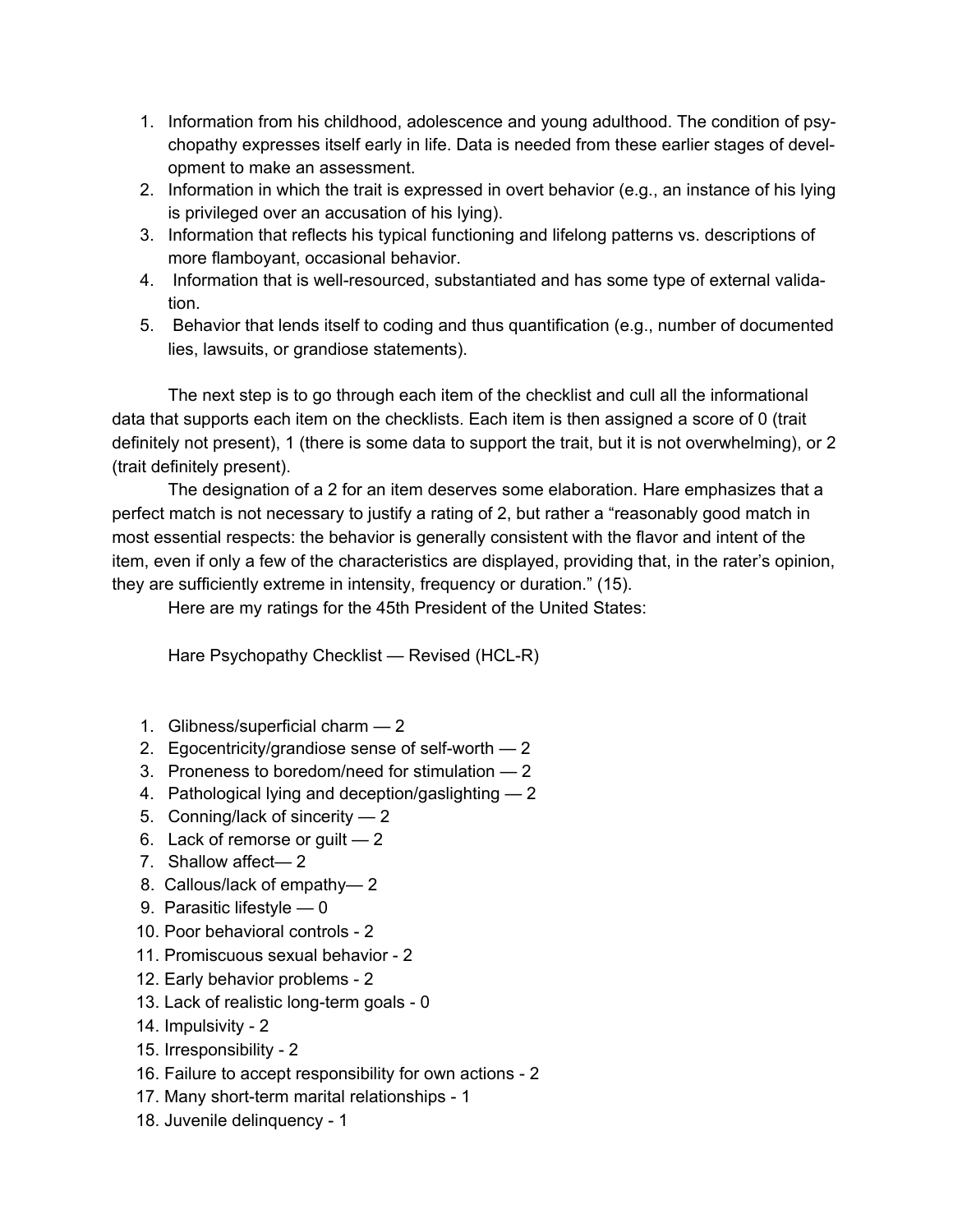1. Information from his childhood, adolescence and young adulthood. The condition of psychopathy expresses itself early in life. Data is needed from these earlier stages of development to make an assessment.
2. Information in which the trait is expressed in overt behavior (e.g., an instance of his lying is privileged over an accusation of his lying).
3. Information that reflects his typical functioning and lifelong patterns vs. descriptions of more flamboyant, occasional behavior.
4. Information that is well-resourced, substantiated and has some type of external validation.
5. Behavior that lends itself to coding and thus quantification (e.g., number of documented lies, lawsuits, or grandiose statements).

The next step is to go through each item of the checklist and cull all the informational data that supports each item on the checklists. Each item is then assigned a score of 0 (trait definitely not present), 1 (there is some data to support the trait, but it is not overwhelming), or 2 (trait definitely present).

The designation of a 2 for an item deserves some elaboration. Hare emphasizes that a perfect match is not necessary to justify a rating of 2, but rather a "reasonably good match in most essential respects: the behavior is generally consistent with the flavor and intent of the item, even if only a few of the characteristics are displayed, providing that, in the rater's opinion, they are sufficiently extreme in intensity, frequency or duration." (15).

Here are my ratings for the 45th President of the United States:

Hare Psychopathy Checklist — Revised (HCL-R)

1. Glibness/superficial charm — 2
2. Egocentricity/grandiose sense of self-worth — 2
3. Proneness to boredom/need for stimulation — 2
4. Pathological lying and deception/gaslighting — 2
5. Conning/lack of sincerity — 2
6. Lack of remorse or guilt — 2
7. Shallow affect— 2
8. Callous/lack of empathy— 2
9. Parasitic lifestyle — 0
10. Poor behavioral controls - 2
11. Promiscuous sexual behavior - 2
12. Early behavior problems - 2
13. Lack of realistic long-term goals - 0
14. Impulsivity - 2
15. Irresponsibility - 2
16. Failure to accept responsibility for own actions - 2
17. Many short-term marital relationships - 1
18. Juvenile delinquency - 1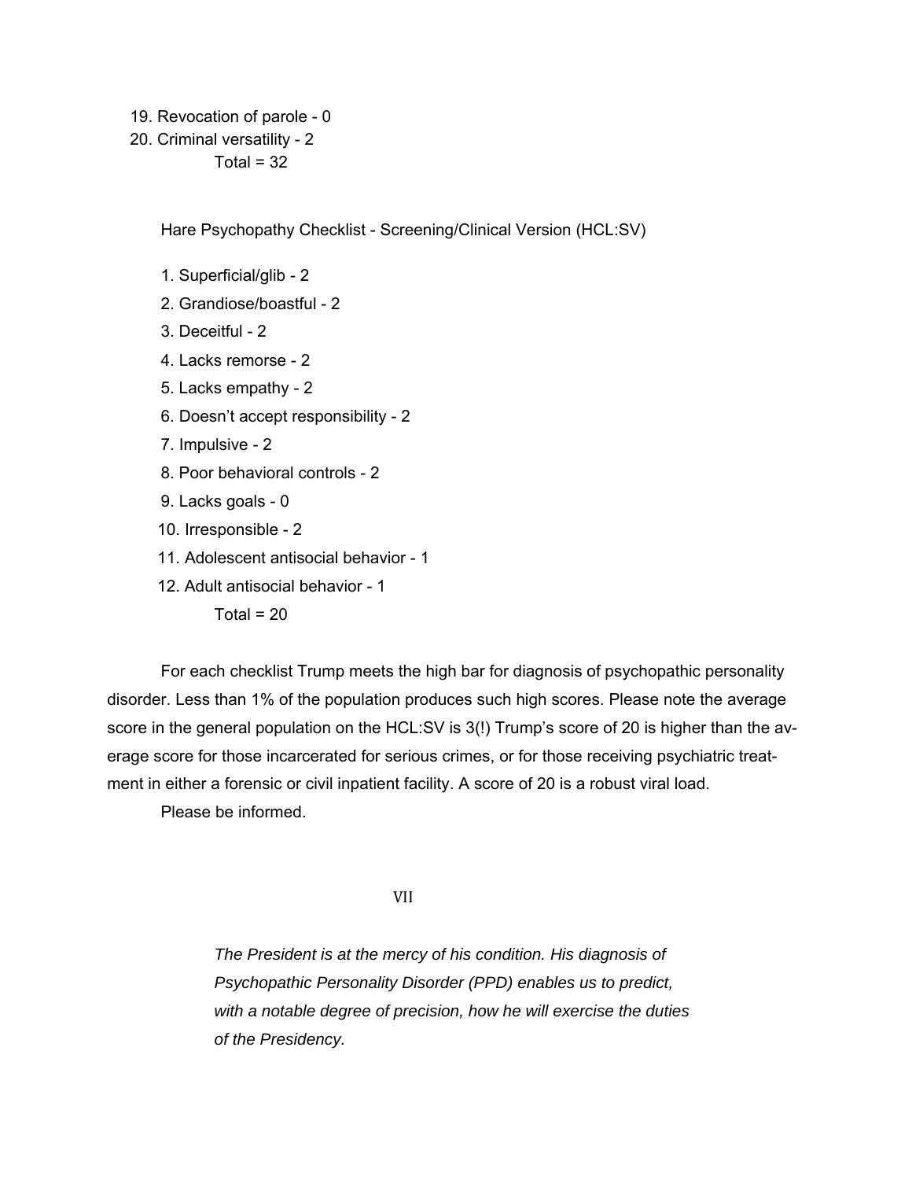19. Revocation of parole - 0
20. Criminal versatility - 2

    Total = 32

Hare Psychopathy Checklist - Screening/Clinical Version (HCL:SV)

1. Superficial/glib - 2
2. Grandiose/boastful - 2
3. Deceitful - 2
4. Lacks remorse - 2
5. Lacks empathy - 2
6. Doesn't accept responsibility - 2
7. Impulsive - 2
8. Poor behavioral controls - 2
9. Lacks goals - 0
10. Irresponsible - 2
11. Adolescent antisocial behavior - 1
12. Adult antisocial behavior - 1

    Total = 20

For each checklist Trump meets the high bar for diagnosis of psychopathic personality disorder. Less than 1% of the population produces such high scores. Please note the average score in the general population on the HCL:SV is 3(!) Trump's score of 20 is higher than the average score for those incarcerated for serious crimes, or for those receiving psychiatric treatment in either a forensic or civil inpatient facility. A score of 20 is a robust viral load.

Please be informed.

## VII

*The President is at the mercy of his condition. His diagnosis of Psychopathic Personality Disorder (PPD) enables us to predict, with a notable degree of precision, how he will exercise the duties of the Presidency.*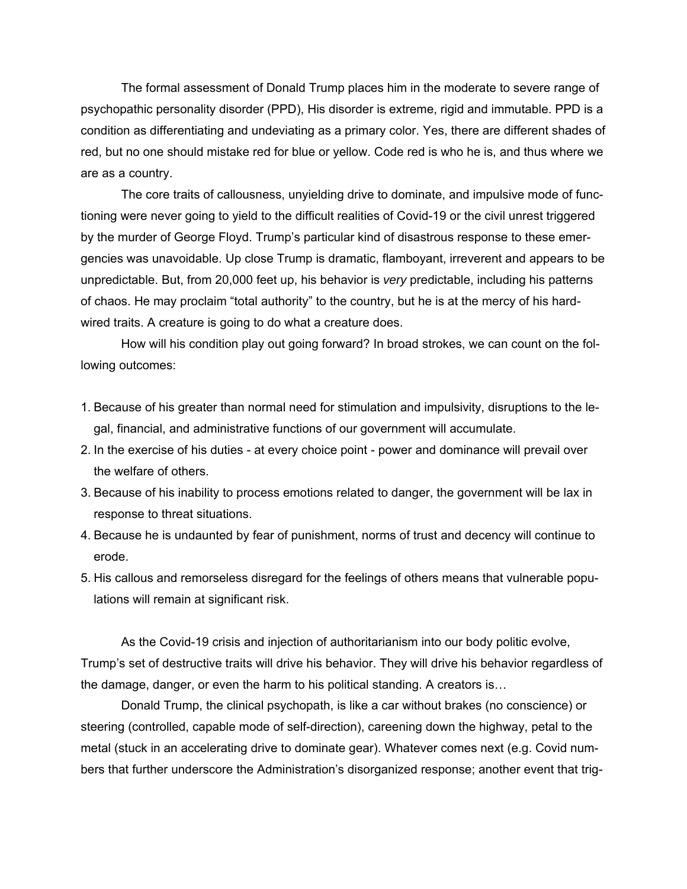The formal assessment of Donald Trump places him in the moderate to severe range of psychopathic personality disorder (PPD), His disorder is extreme, rigid and immutable. PPD is a condition as differentiating and undeviating as a primary color. Yes, there are different shades of red, but no one should mistake red for blue or yellow. Code red is who he is, and thus where we are as a country.

The core traits of callousness, unyielding drive to dominate, and impulsive mode of functioning were never going to yield to the difficult realities of Covid-19 or the civil unrest triggered by the murder of George Floyd. Trump's particular kind of disastrous response to these emergencies was unavoidable. Up close Trump is dramatic, flamboyant, irreverent and appears to be unpredictable. But, from 20,000 feet up, his behavior is *very* predictable, including his patterns of chaos. He may proclaim "total authority" to the country, but he is at the mercy of his hardwired traits. A creature is going to do what a creature does.

How will his condition play out going forward? In broad strokes, we can count on the following outcomes:

1. Because of his greater than normal need for stimulation and impulsivity, disruptions to the legal, financial, and administrative functions of our government will accumulate.
2. In the exercise of his duties - at every choice point - power and dominance will prevail over the welfare of others.
3. Because of his inability to process emotions related to danger, the government will be lax in response to threat situations.
4. Because he is undaunted by fear of punishment, norms of trust and decency will continue to erode.
5. His callous and remorseless disregard for the feelings of others means that vulnerable populations will remain at significant risk.

As the Covid-19 crisis and injection of authoritarianism into our body politic evolve, Trump's set of destructive traits will drive his behavior. They will drive his behavior regardless of the damage, danger, or even the harm to his political standing. A creators is…

Donald Trump, the clinical psychopath, is like a car without brakes (no conscience) or steering (controlled, capable mode of self-direction), careening down the highway, petal to the metal (stuck in an accelerating drive to dominate gear). Whatever comes next (e.g. Covid numbers that further underscore the Administration's disorganized response; another event that trig-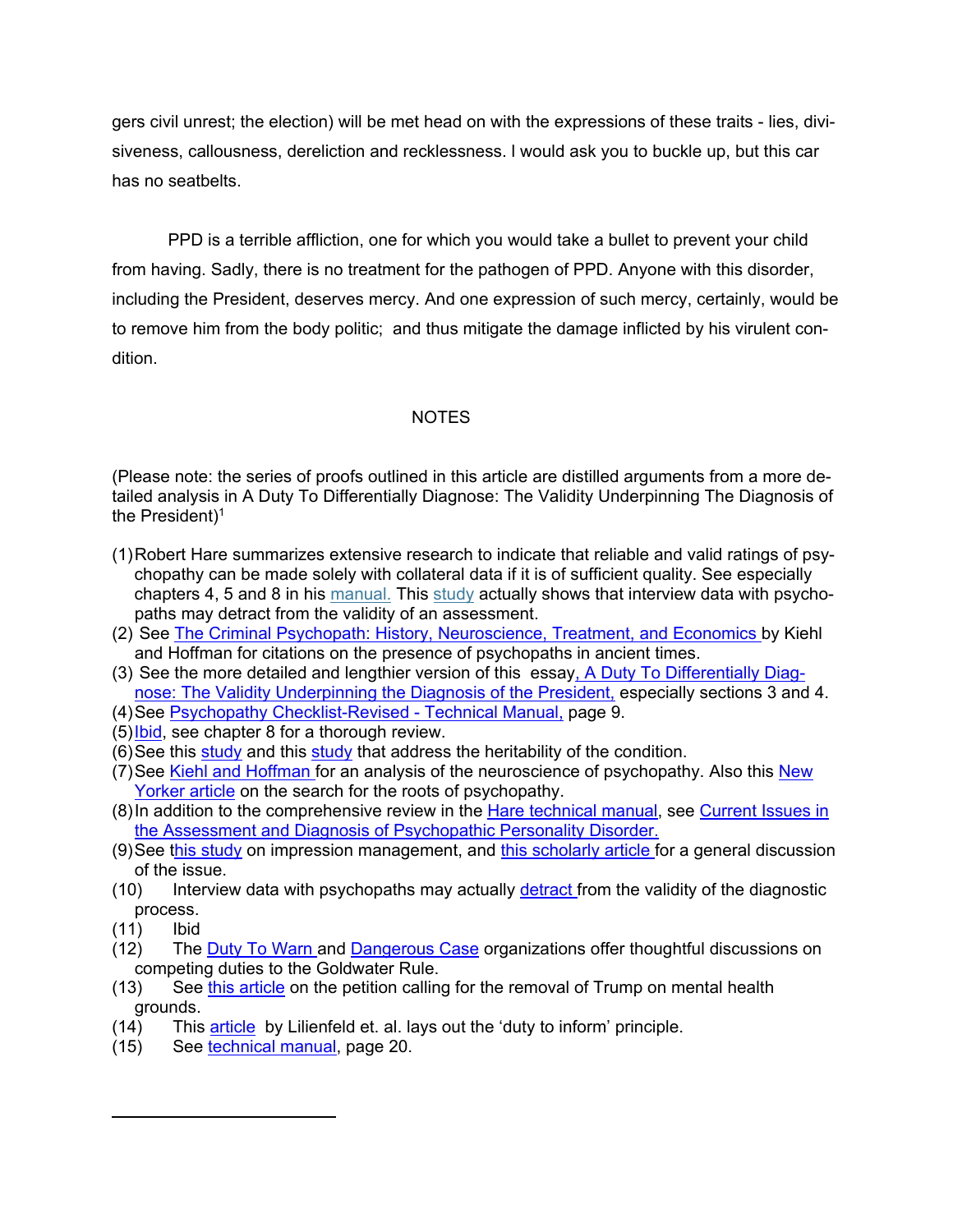gers civil unrest; the election) will be met head on with the expressions of these traits - lies, divisiveness, callousness, dereliction and recklessness. I would ask you to buckle up, but this car has no seatbelts.

PPD is a terrible affliction, one for which you would take a bullet to prevent your child from having. Sadly, there is no treatment for the pathogen of PPD. Anyone with this disorder, including the President, deserves mercy. And one expression of such mercy, certainly, would be to remove him from the body politic; and thus mitigate the damage inflicted by his virulent condition.

## NOTES

(Please note: the series of proofs outlined in this article are distilled arguments from a more detailed analysis in A Duty To Differentially Diagnose: The Validity Underpinning The Diagnosis of the President)[1]

(1) Robert Hare summarizes extensive research to indicate that reliable and valid ratings of psychopathy can be made solely with collateral data if it is of sufficient quality. See especially chapters 4, 5 and 8 in his manual. This study actually shows that interview data with psychopaths may detract from the validity of an assessment.
(2) See The Criminal Psychopath: History, Neuroscience, Treatment, and Economics by Kiehl and Hoffman for citations on the presence of psychopaths in ancient times.
(3) See the more detailed and lengthier version of this essay, A Duty To Differentially Diagnose: The Validity Underpinning the Diagnosis of the President, especially sections 3 and 4.
(4) See Psychopathy Checklist-Revised - Technical Manual, page 9.
(5) Ibid, see chapter 8 for a thorough review.
(6) See this study and this study that address the heritability of the condition.
(7) See Kiehl and Hoffman for an analysis of the neuroscience of psychopathy. Also this New Yorker article on the search for the roots of psychopathy.
(8) In addition to the comprehensive review in the Hare technical manual, see Current Issues in the Assessment and Diagnosis of Psychopathic Personality Disorder.
(9) See this study on impression management, and this scholarly article for a general discussion of the issue.
(10) Interview data with psychopaths may actually detract from the validity of the diagnostic process.
(11) Ibid
(12) The Duty To Warn and Dangerous Case organizations offer thoughtful discussions on competing duties to the Goldwater Rule.
(13) See this article on the petition calling for the removal of Trump on mental health grounds.
(14) This article by Lilienfeld et. al. lays out the 'duty to inform' principle.
(15) See technical manual, page 20.